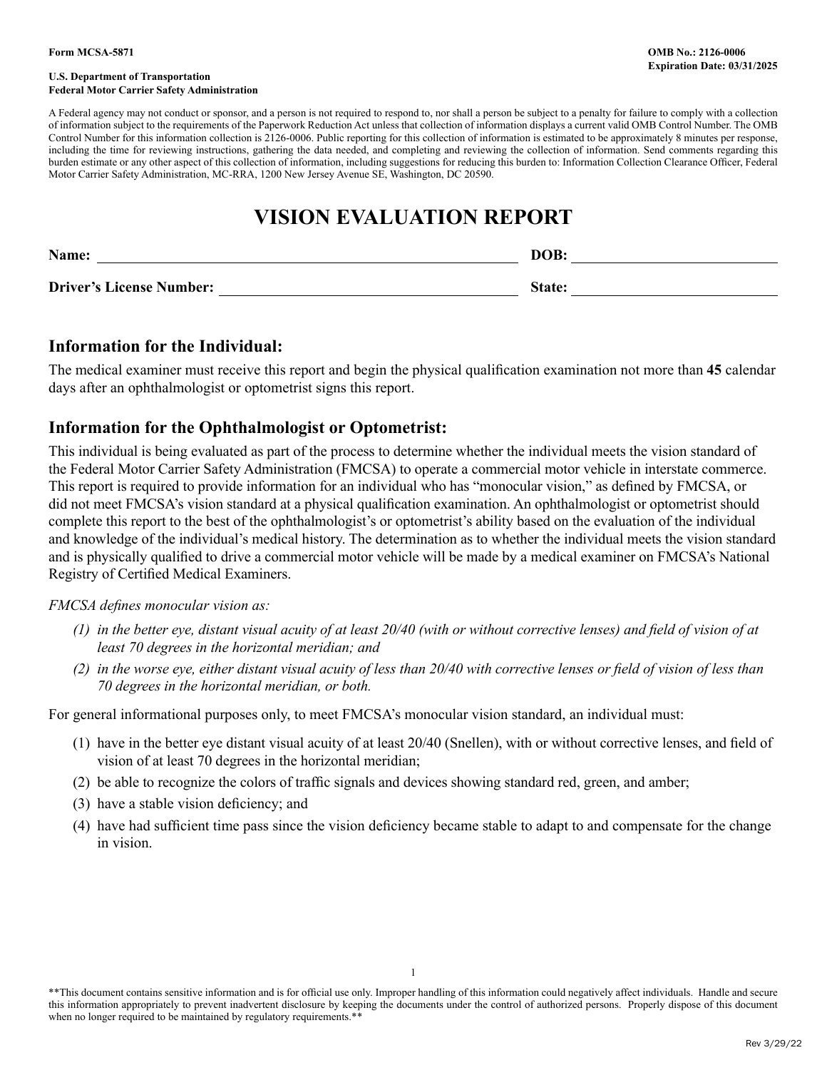**Form MCSA-5871**

**OMB No.: 2126-0006**
**Expiration Date: 03/31/2025**

**U.S. Department of Transportation**
**Federal Motor Carrier Safety Administration**

A Federal agency may not conduct or sponsor, and a person is not required to respond to, nor shall a person be subject to a penalty for failure to comply with a collection of information subject to the requirements of the Paperwork Reduction Act unless that collection of information displays a current valid OMB Control Number. The OMB Control Number for this information collection is 2126-0006. Public reporting for this collection of information is estimated to be approximately 8 minutes per response, including the time for reviewing instructions, gathering the data needed, and completing and reviewing the collection of information. Send comments regarding this burden estimate or any other aspect of this collection of information, including suggestions for reducing this burden to: Information Collection Clearance Officer, Federal Motor Carrier Safety Administration, MC-RRA, 1200 New Jersey Avenue SE, Washington, DC 20590.

# VISION EVALUATION REPORT

**Name:** ______________________________ **DOB:** ______________

**Driver's License Number:** ______________________ **State:** ______________

## Information for the Individual:

The medical examiner must receive this report and begin the physical qualification examination not more than **45** calendar days after an ophthalmologist or optometrist signs this report.

## Information for the Ophthalmologist or Optometrist:

This individual is being evaluated as part of the process to determine whether the individual meets the vision standard of the Federal Motor Carrier Safety Administration (FMCSA) to operate a commercial motor vehicle in interstate commerce. This report is required to provide information for an individual who has "monocular vision," as defined by FMCSA, or did not meet FMCSA's vision standard at a physical qualification examination. An ophthalmologist or optometrist should complete this report to the best of the ophthalmologist's or optometrist's ability based on the evaluation of the individual and knowledge of the individual's medical history. The determination as to whether the individual meets the vision standard and is physically qualified to drive a commercial motor vehicle will be made by a medical examiner on FMCSA's National Registry of Certified Medical Examiners.

*FMCSA defines monocular vision as:*

*(1) in the better eye, distant visual acuity of at least 20/40 (with or without corrective lenses) and field of vision of at least 70 degrees in the horizontal meridian; and*

*(2) in the worse eye, either distant visual acuity of less than 20/40 with corrective lenses or field of vision of less than 70 degrees in the horizontal meridian, or both.*

For general informational purposes only, to meet FMCSA's monocular vision standard, an individual must:

(1) have in the better eye distant visual acuity of at least 20/40 (Snellen), with or without corrective lenses, and field of vision of at least 70 degrees in the horizontal meridian;

(2) be able to recognize the colors of traffic signals and devices showing standard red, green, and amber;

(3) have a stable vision deficiency; and

(4) have had sufficient time pass since the vision deficiency became stable to adapt to and compensate for the change in vision.

\*\*This document contains sensitive information and is for official use only. Improper handling of this information could negatively affect individuals. Handle and secure this information appropriately to prevent inadvertent disclosure by keeping the documents under the control of authorized persons. Properly dispose of this document when no longer required to be maintained by regulatory requirements.\*\*

Rev 3/29/22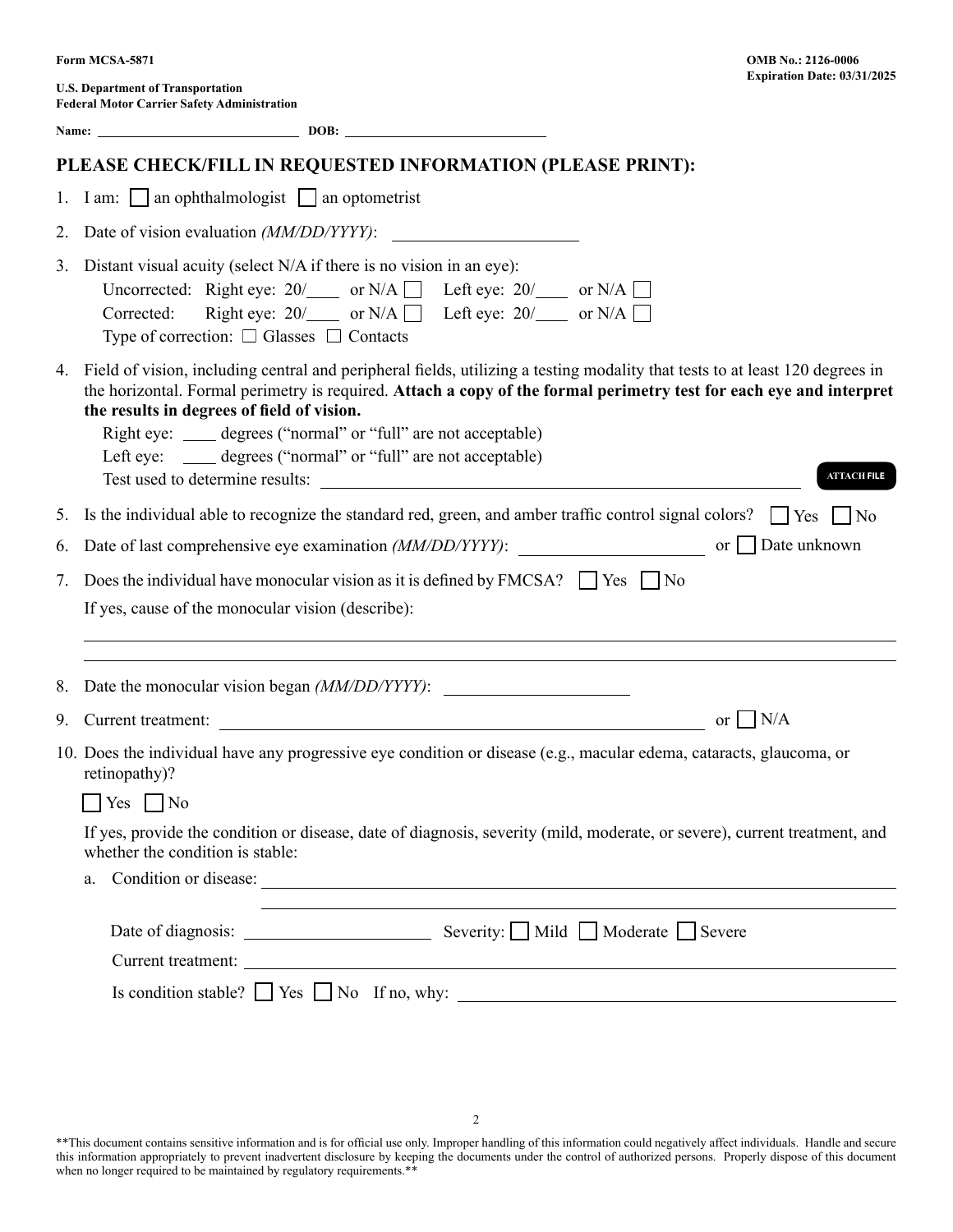Form MCSA-5871

OMB No.: 2126-0006
Expiration Date: 03/31/2025

U.S. Department of Transportation
Federal Motor Carrier Safety Administration

Name: ______________________________ DOB: ______________________________

## PLEASE CHECK/FILL IN REQUESTED INFORMATION (PLEASE PRINT):

1. I am: ☐ an ophthalmologist ☐ an optometrist

2. Date of vision evaluation *(MM/DD/YYYY)*: ____________________

3. Distant visual acuity (select N/A if there is no vision in an eye):
   Uncorrected: Right eye: 20/____ or N/A ☐ Left eye: 20/____ or N/A ☐
   Corrected: Right eye: 20/____ or N/A ☐ Left eye: 20/____ or N/A ☐
   Type of correction: ☐ Glasses ☐ Contacts

4. Field of vision, including central and peripheral fields, utilizing a testing modality that tests to at least 120 degrees in the horizontal. Formal perimetry is required. **Attach a copy of the formal perimetry test for each eye and interpret the results in degrees of field of vision.**
   Right eye: ____ degrees ("normal" or "full" are not acceptable)
   Left eye: ____ degrees ("normal" or "full" are not acceptable)
   Test used to determine results: ______________________________ ATTACH FILE

5. Is the individual able to recognize the standard red, green, and amber traffic control signal colors? ☐ Yes ☐ No

6. Date of last comprehensive eye examination *(MM/DD/YYYY)*: ____________________ or ☐ Date unknown

7. Does the individual have monocular vision as it is defined by FMCSA? ☐ Yes ☐ No
   If yes, cause of the monocular vision (describe):
   ______________________________
   ______________________________

8. Date the monocular vision began *(MM/DD/YYYY)*: ____________________

9. Current treatment: ______________________________ or ☐ N/A

10. Does the individual have any progressive eye condition or disease (e.g., macular edema, cataracts, glaucoma, or retinopathy)?
    ☐ Yes ☐ No
    If yes, provide the condition or disease, date of diagnosis, severity (mild, moderate, or severe), current treatment, and whether the condition is stable:
    a. Condition or disease: ______________________________
       ______________________________
       Date of diagnosis: ____________________ Severity: ☐ Mild ☐ Moderate ☐ Severe
       Current treatment: ______________________________
       Is condition stable? ☐ Yes ☐ No If no, why: ______________________________

**This document contains sensitive information and is for official use only. Improper handling of this information could negatively affect individuals. Handle and secure this information appropriately to prevent inadvertent disclosure by keeping the documents under the control of authorized persons. Properly dispose of this document when no longer required to be maintained by regulatory requirements.**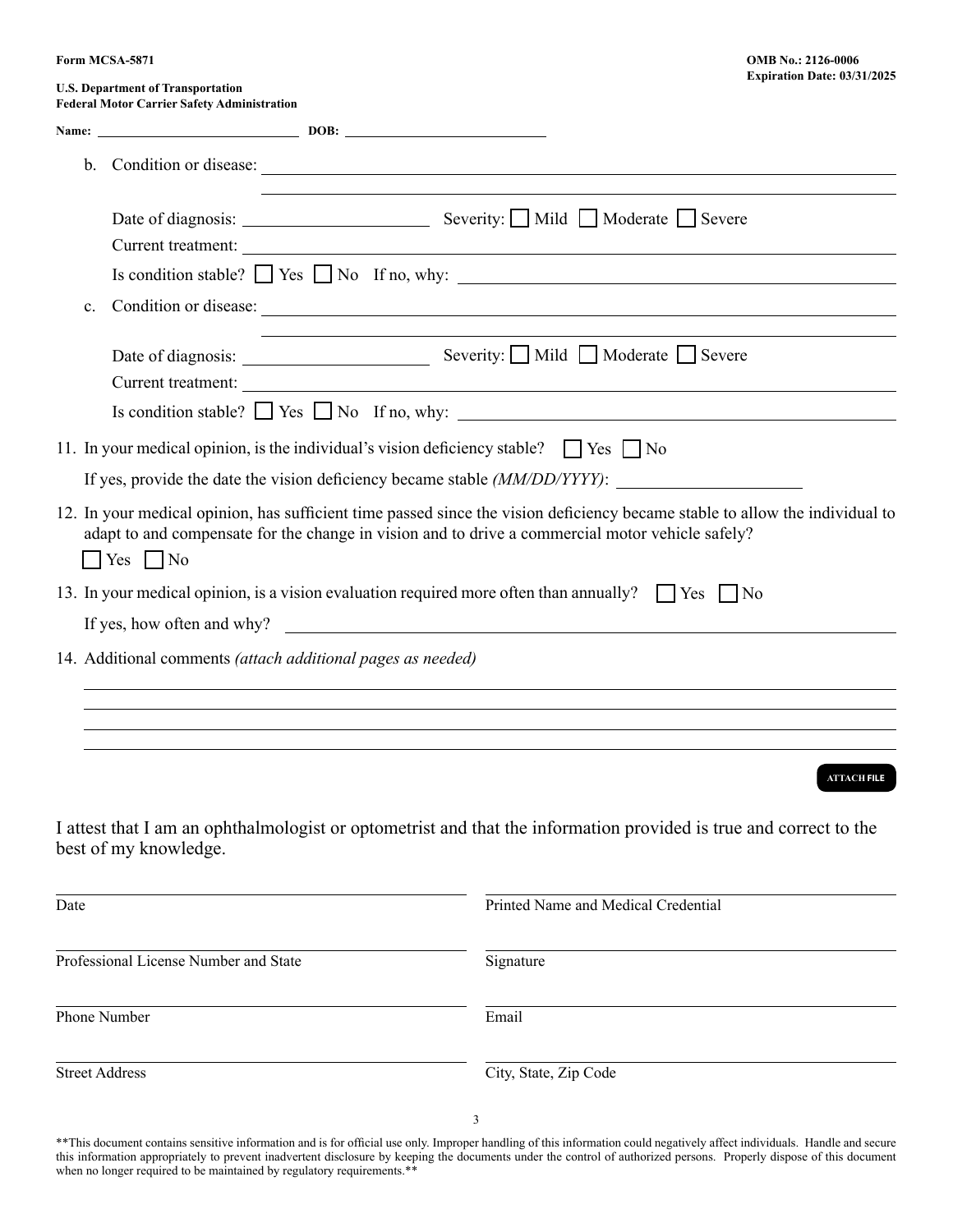Form MCSA-5871

U.S. Department of Transportation
Federal Motor Carrier Safety Administration

OMB No.: 2126-0006
Expiration Date: 03/31/2025

Name: ____________________ DOB: ____________________

b. Condition or disease: ____________________

Date of diagnosis: ____________________ Severity: ☐ Mild ☐ Moderate ☐ Severe

Current treatment: ____________________

Is condition stable? ☐ Yes ☐ No If no, why: ____________________

c. Condition or disease: ____________________

Date of diagnosis: ____________________ Severity: ☐ Mild ☐ Moderate ☐ Severe

Current treatment: ____________________

Is condition stable? ☐ Yes ☐ No If no, why: ____________________

11. In your medical opinion, is the individual's vision deficiency stable? ☐ Yes ☐ No

    If yes, provide the date the vision deficiency became stable *(MM/DD/YYYY)*: ____________________

12. In your medical opinion, has sufficient time passed since the vision deficiency became stable to allow the individual to adapt to and compensate for the change in vision and to drive a commercial motor vehicle safely?

    ☐ Yes ☐ No

13. In your medical opinion, is a vision evaluation required more often than annually? ☐ Yes ☐ No

    If yes, how often and why? ____________________

14. Additional comments *(attach additional pages as needed)*

ATTACH FILE

I attest that I am an ophthalmologist or optometrist and that the information provided is true and correct to the best of my knowledge.

| | |
|---|---|
| Date | Printed Name and Medical Credential |
| Professional License Number and State | Signature |
| Phone Number | Email |
| Street Address | City, State, Zip Code |

**This document contains sensitive information and is for official use only. Improper handling of this information could negatively affect individuals. Handle and secure this information appropriately to prevent inadvertent disclosure by keeping the documents under the control of authorized persons. Properly dispose of this document when no longer required to be maintained by regulatory requirements.**